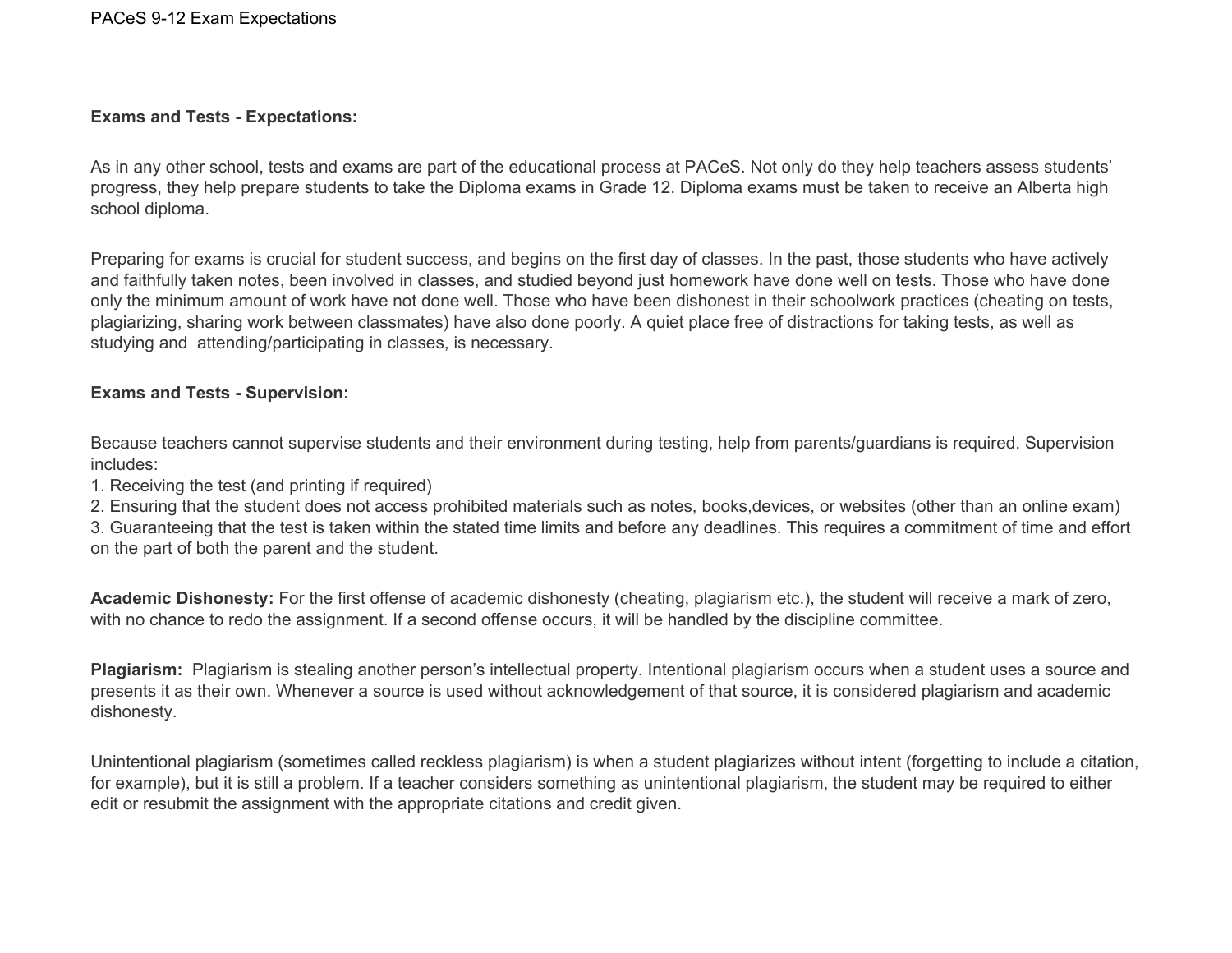# PACeS 9-12 Exam Expectations

**Exams and Tests - Expectations:**

As in any other school, tests and exams are part of the educational process at PACeS. Not only do they help teachers assess students' progress, they help prepare students to take the Diploma exams in Grade 12. Diploma exams must be taken to receive an Alberta high school diploma.

Preparing for exams is crucial for student success, and begins on the first day of classes. In the past, those students who have actively and faithfully taken notes, been involved in classes, and studied beyond just homework have done well on tests. Those who have done only the minimum amount of work have not done well. Those who have been dishonest in their schoolwork practices (cheating on tests, plagiarizing, sharing work between classmates) have also done poorly. A quiet place free of distractions for taking tests, as well as studying and attending/participating in classes, is necessary.

**Exams and Tests - Supervision:**

Because teachers cannot supervise students and their environment during testing, help from parents/guardians is required. Supervision includes:

1. Receiving the test (and printing if required)
2. Ensuring that the student does not access prohibited materials such as notes, books,devices, or websites (other than an online exam)
3. Guaranteeing that the test is taken within the stated time limits and before any deadlines. This requires a commitment of time and effort on the part of both the parent and the student.

**Academic Dishonesty:** For the first offense of academic dishonesty (cheating, plagiarism etc.), the student will receive a mark of zero, with no chance to redo the assignment. If a second offense occurs, it will be handled by the discipline committee.

**Plagiarism:** Plagiarism is stealing another person's intellectual property. Intentional plagiarism occurs when a student uses a source and presents it as their own. Whenever a source is used without acknowledgement of that source, it is considered plagiarism and academic dishonesty.

Unintentional plagiarism (sometimes called reckless plagiarism) is when a student plagiarizes without intent (forgetting to include a citation, for example), but it is still a problem. If a teacher considers something as unintentional plagiarism, the student may be required to either edit or resubmit the assignment with the appropriate citations and credit given.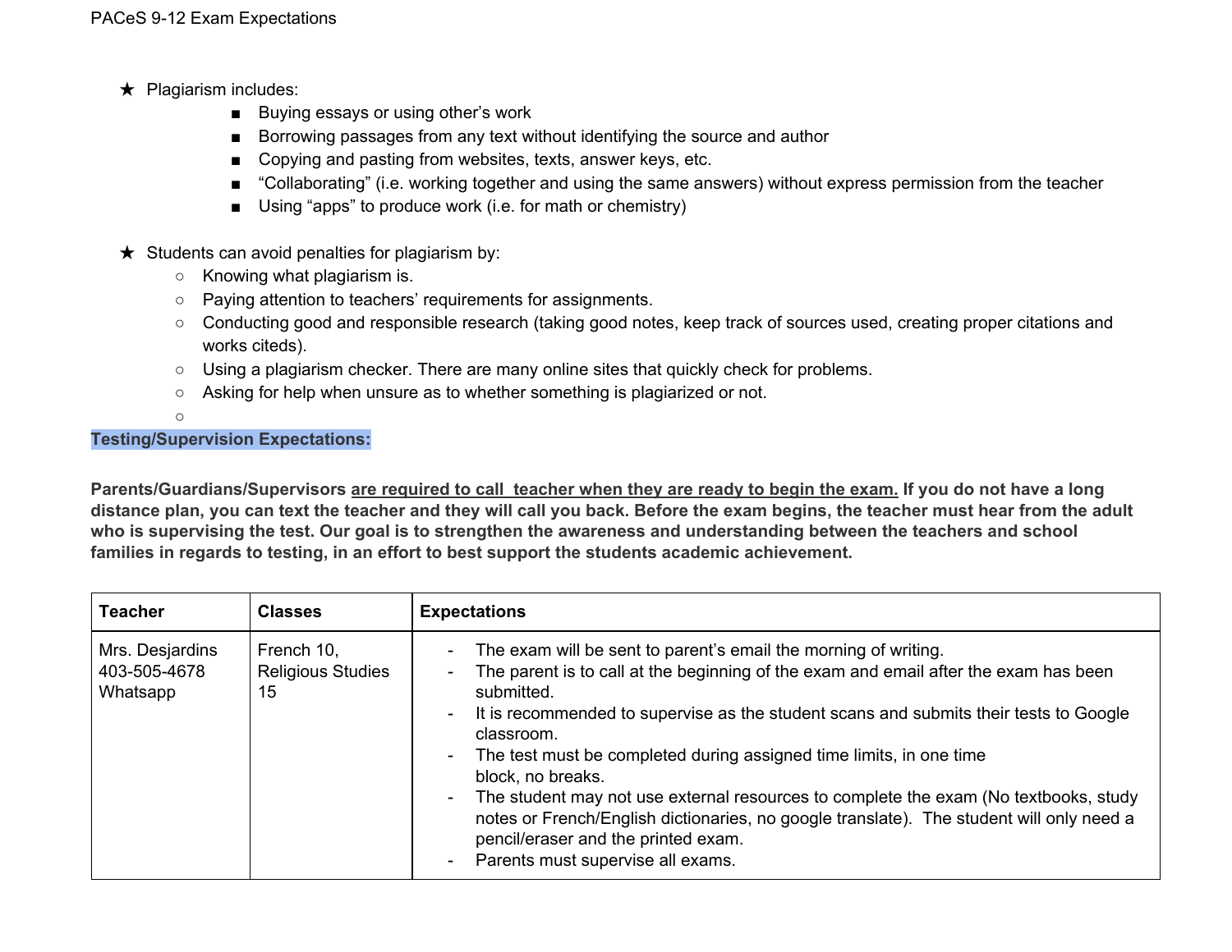- ★ Plagiarism includes:
  - Buying essays or using other's work
  - Borrowing passages from any text without identifying the source and author
  - Copying and pasting from websites, texts, answer keys, etc.
  - "Collaborating" (i.e. working together and using the same answers) without express permission from the teacher
  - Using "apps" to produce work (i.e. for math or chemistry)

- ★ Students can avoid penalties for plagiarism by:
  - Knowing what plagiarism is.
  - Paying attention to teachers' requirements for assignments.
  - Conducting good and responsible research (taking good notes, keep track of sources used, creating proper citations and works citeds).
  - Using a plagiarism checker. There are many online sites that quickly check for problems.
  - Asking for help when unsure as to whether something is plagiarized or not.

**Testing/Supervision Expectations:**

**Parents/Guardians/Supervisors <u>are required to call teacher when they are ready to begin the exam.</u> If you do not have a long distance plan, you can text the teacher and they will call you back. Before the exam begins, the teacher must hear from the adult who is supervising the test. Our goal is to strengthen the awareness and understanding between the teachers and school families in regards to testing, in an effort to best support the students academic achievement.**

| **Teacher** | **Classes** | **Expectations** |
|---|---|---|
| Mrs. Desjardins<br>403-505-4678<br>Whatsapp | French 10,<br>Religious Studies 15 | - The exam will be sent to parent's email the morning of writing.<br>- The parent is to call at the beginning of the exam and email after the exam has been submitted.<br>- It is recommended to supervise as the student scans and submits their tests to Google classroom.<br>- The test must be completed during assigned time limits, in one time block, no breaks.<br>- The student may not use external resources to complete the exam (No textbooks, study notes or French/English dictionaries, no google translate). The student will only need a pencil/eraser and the printed exam.<br>- Parents must supervise all exams. |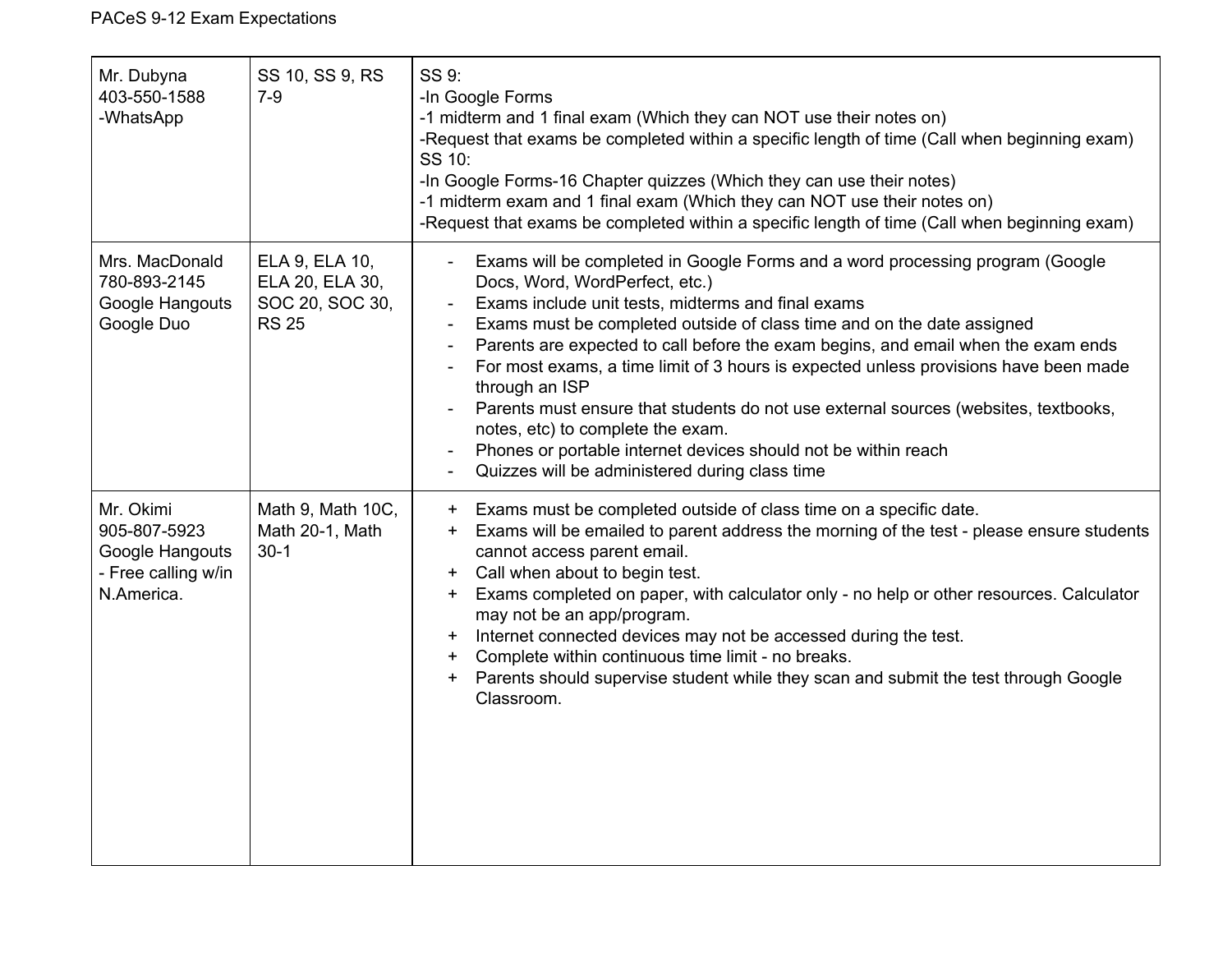| Teacher | Courses | Exam Expectations |
| --- | --- | --- |
| Mr. Dubyna<br>403-550-1588<br>-WhatsApp | SS 10, SS 9, RS 7-9 | SS 9:<br>-In Google Forms<br>-1 midterm and 1 final exam (Which they can NOT use their notes on)<br>-Request that exams be completed within a specific length of time (Call when beginning exam)<br>SS 10:<br>-In Google Forms-16 Chapter quizzes (Which they can use their notes)<br>-1 midterm exam and 1 final exam (Which they can NOT use their notes on)<br>-Request that exams be completed within a specific length of time (Call when beginning exam) |
| Mrs. MacDonald<br>780-893-2145<br>Google Hangouts<br>Google Duo | ELA 9, ELA 10, ELA 20, ELA 30, SOC 20, SOC 30, RS 25 | - Exams will be completed in Google Forms and a word processing program (Google Docs, Word, WordPerfect, etc.)<br>- Exams include unit tests, midterms and final exams<br>- Exams must be completed outside of class time and on the date assigned<br>- Parents are expected to call before the exam begins, and email when the exam ends<br>- For most exams, a time limit of 3 hours is expected unless provisions have been made through an ISP<br>- Parents must ensure that students do not use external sources (websites, textbooks, notes, etc) to complete the exam.<br>- Phones or portable internet devices should not be within reach<br>- Quizzes will be administered during class time |
| Mr. Okimi<br>905-807-5923<br>Google Hangouts<br>- Free calling w/in N.America. | Math 9, Math 10C, Math 20-1, Math 30-1 | + Exams must be completed outside of class time on a specific date.<br>+ Exams will be emailed to parent address the morning of the test - please ensure students cannot access parent email.<br>+ Call when about to begin test.<br>+ Exams completed on paper, with calculator only - no help or other resources. Calculator may not be an app/program.<br>+ Internet connected devices may not be accessed during the test.<br>+ Complete within continuous time limit - no breaks.<br>+ Parents should supervise student while they scan and submit the test through Google Classroom. |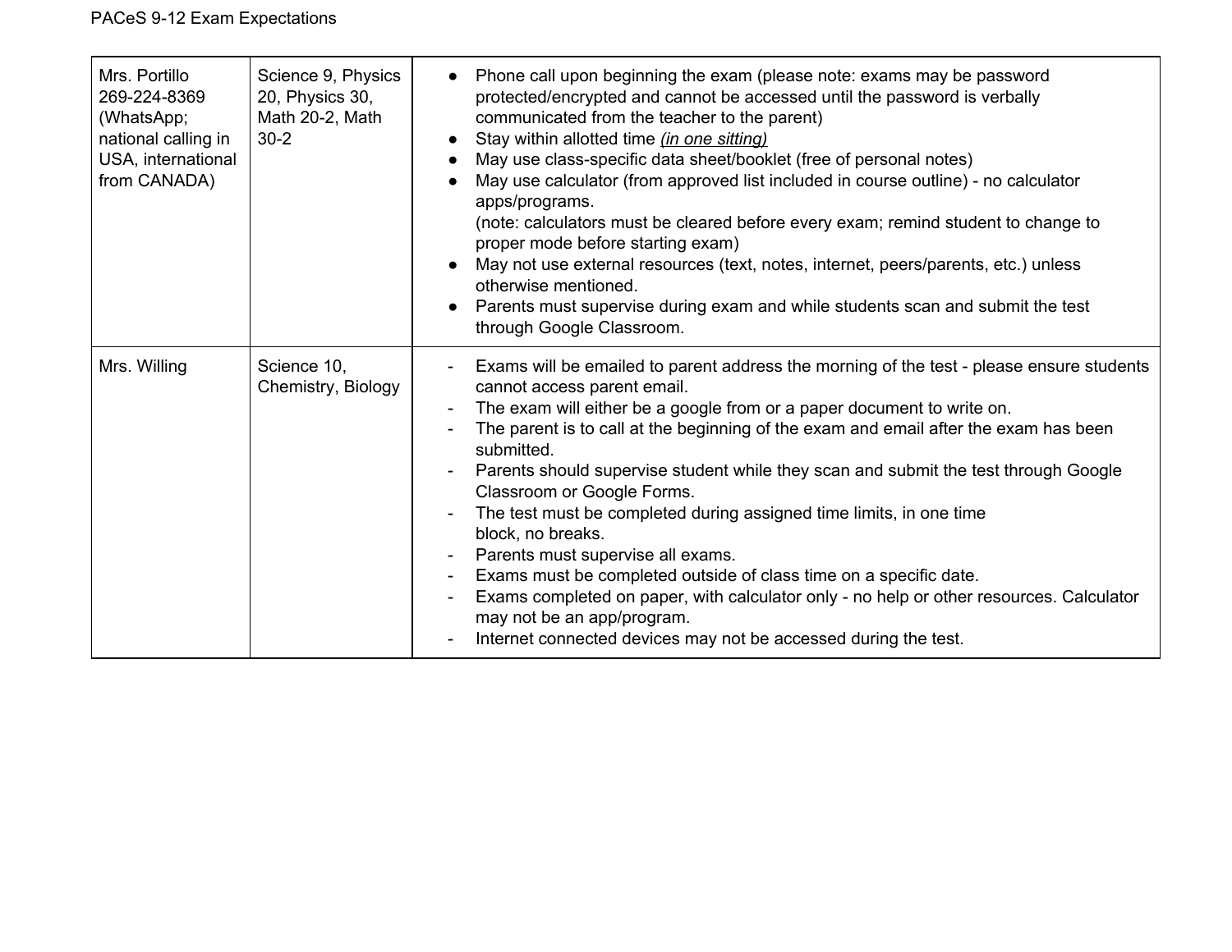| | | |
|---|---|---|
| Mrs. Portillo<br>269-224-8369 (WhatsApp; national calling in USA, international from CANADA) | Science 9, Physics 20, Physics 30, Math 20-2, Math 30-2 | ● Phone call upon beginning the exam (please note: exams may be password protected/encrypted and cannot be accessed until the password is verbally communicated from the teacher to the parent)<br>● Stay within allotted time ***<u>(in one sitting)</u>***<br>● May use class-specific data sheet/booklet (free of personal notes)<br>● May use calculator (from approved list included in course outline) - no calculator apps/programs.<br>(note: calculators must be cleared before every exam; remind student to change to proper mode before starting exam)<br>● May not use external resources (text, notes, internet, peers/parents, etc.) unless otherwise mentioned.<br>● Parents must supervise during exam and while students scan and submit the test through Google Classroom. |
| Mrs. Willing | Science 10, Chemistry, Biology | - Exams will be emailed to parent address the morning of the test - please ensure students cannot access parent email.<br>- The exam will either be a google from or a paper document to write on.<br>- The parent is to call at the beginning of the exam and email after the exam has been submitted.<br>- Parents should supervise student while they scan and submit the test through Google Classroom or Google Forms.<br>- The test must be completed during assigned time limits, in one time block, no breaks.<br>- Parents must supervise all exams.<br>- Exams must be completed outside of class time on a specific date.<br>- Exams completed on paper, with calculator only - no help or other resources. Calculator may not be an app/program.<br>- Internet connected devices may not be accessed during the test. |